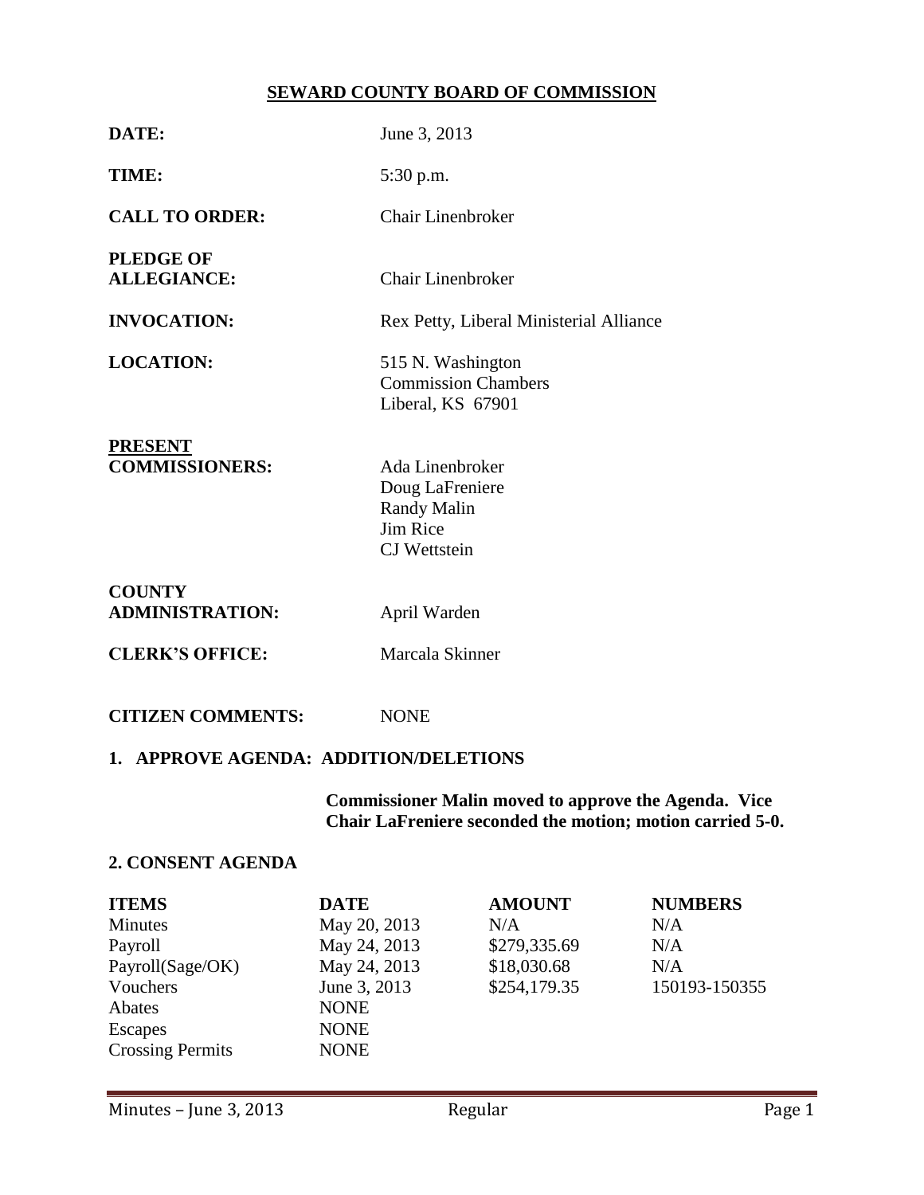# SEWARD COUNTY BOARD OF COMMISSION

**DATE:** June 3, 2013

**TIME:** 5:30 p.m.

**CALL TO ORDER:** Chair Linenbroker

**PLEDGE OF ALLEGIANCE:** Chair Linenbroker

**INVOCATION:** Rex Petty, Liberal Ministerial Alliance

**LOCATION:** 515 N. Washington
Commission Chambers
Liberal, KS 67901

**PRESENT COMMISSIONERS:**
Ada Linenbroker
Doug LaFreniere
Randy Malin
Jim Rice
CJ Wettstein

**COUNTY ADMINISTRATION:** April Warden

**CLERK'S OFFICE:** Marcala Skinner

**CITIZEN COMMENTS:** NONE

## 1. APPROVE AGENDA: ADDITION/DELETIONS

**Commissioner Malin moved to approve the Agenda. Vice Chair LaFreniere seconded the motion; motion carried 5-0.**

## 2. CONSENT AGENDA

| ITEMS | DATE | AMOUNT | NUMBERS |
|---|---|---|---|
| Minutes | May 20, 2013 | N/A | N/A |
| Payroll | May 24, 2013 | $279,335.69 | N/A |
| Payroll(Sage/OK) | May 24, 2013 | $18,030.68 | N/A |
| Vouchers | June 3, 2013 | $254,179.35 | 150193-150355 |
| Abates | NONE | | |
| Escapes | NONE | | |
| Crossing Permits | NONE | | |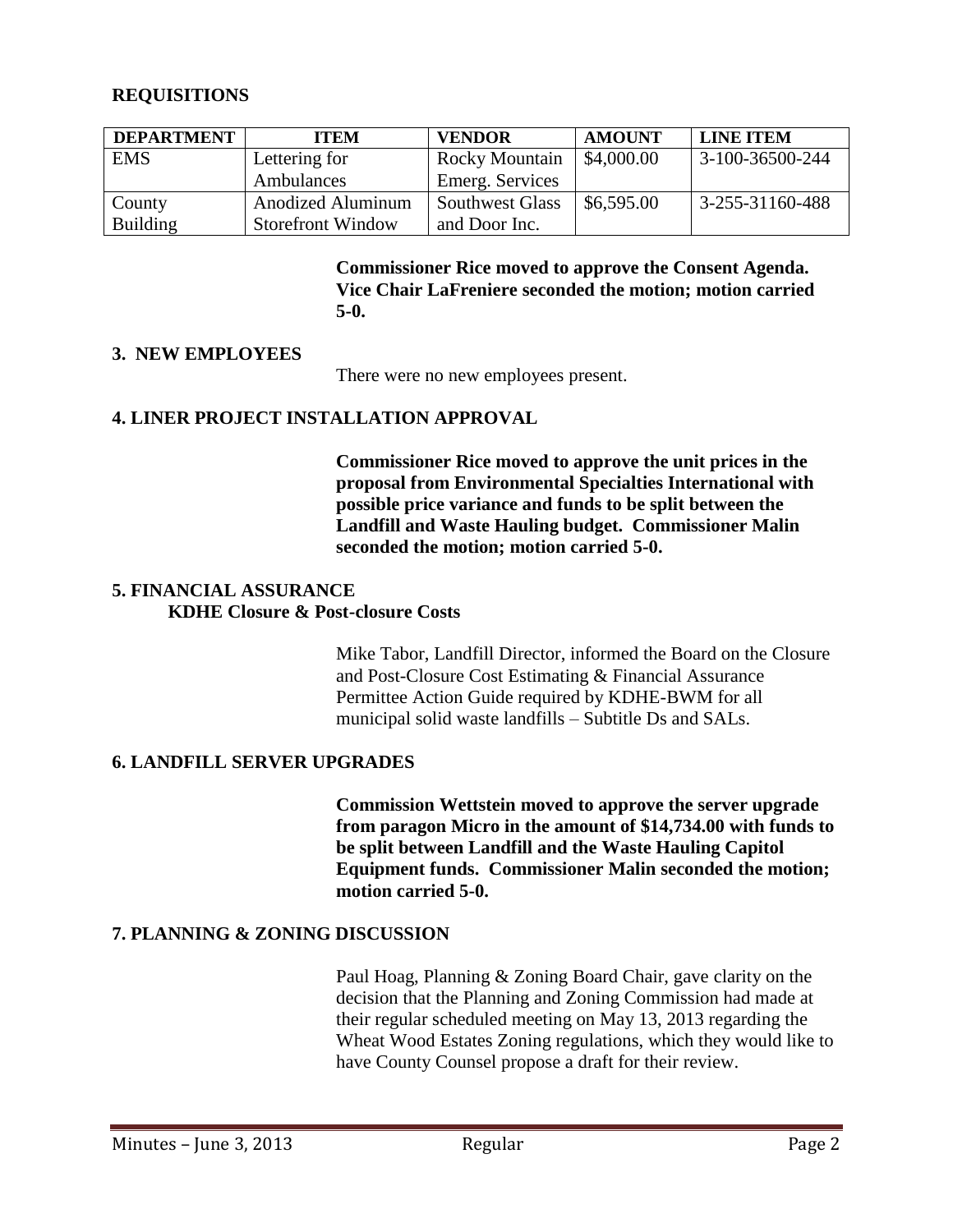## REQUISITIONS

| DEPARTMENT | ITEM | VENDOR | AMOUNT | LINE ITEM |
|---|---|---|---|---|
| EMS | Lettering for Ambulances | Rocky Mountain Emerg. Services | \$4,000.00 | 3-100-36500-244 |
| County Building | Anodized Aluminum Storefront Window | Southwest Glass and Door Inc. | \$6,595.00 | 3-255-31160-488 |

**Commissioner Rice moved to approve the Consent Agenda. Vice Chair LaFreniere seconded the motion; motion carried 5-0.**

## 3. NEW EMPLOYEES

There were no new employees present.

## 4. LINER PROJECT INSTALLATION APPROVAL

**Commissioner Rice moved to approve the unit prices in the proposal from Environmental Specialties International with possible price variance and funds to be split between the Landfill and Waste Hauling budget. Commissioner Malin seconded the motion; motion carried 5-0.**

## 5. FINANCIAL ASSURANCE

### KDHE Closure & Post-closure Costs

Mike Tabor, Landfill Director, informed the Board on the Closure and Post-Closure Cost Estimating & Financial Assurance Permittee Action Guide required by KDHE-BWM for all municipal solid waste landfills – Subtitle Ds and SALs.

## 6. LANDFILL SERVER UPGRADES

**Commission Wettstein moved to approve the server upgrade from paragon Micro in the amount of \$14,734.00 with funds to be split between Landfill and the Waste Hauling Capitol Equipment funds. Commissioner Malin seconded the motion; motion carried 5-0.**

## 7. PLANNING & ZONING DISCUSSION

Paul Hoag, Planning & Zoning Board Chair, gave clarity on the decision that the Planning and Zoning Commission had made at their regular scheduled meeting on May 13, 2013 regarding the Wheat Wood Estates Zoning regulations, which they would like to have County Counsel propose a draft for their review.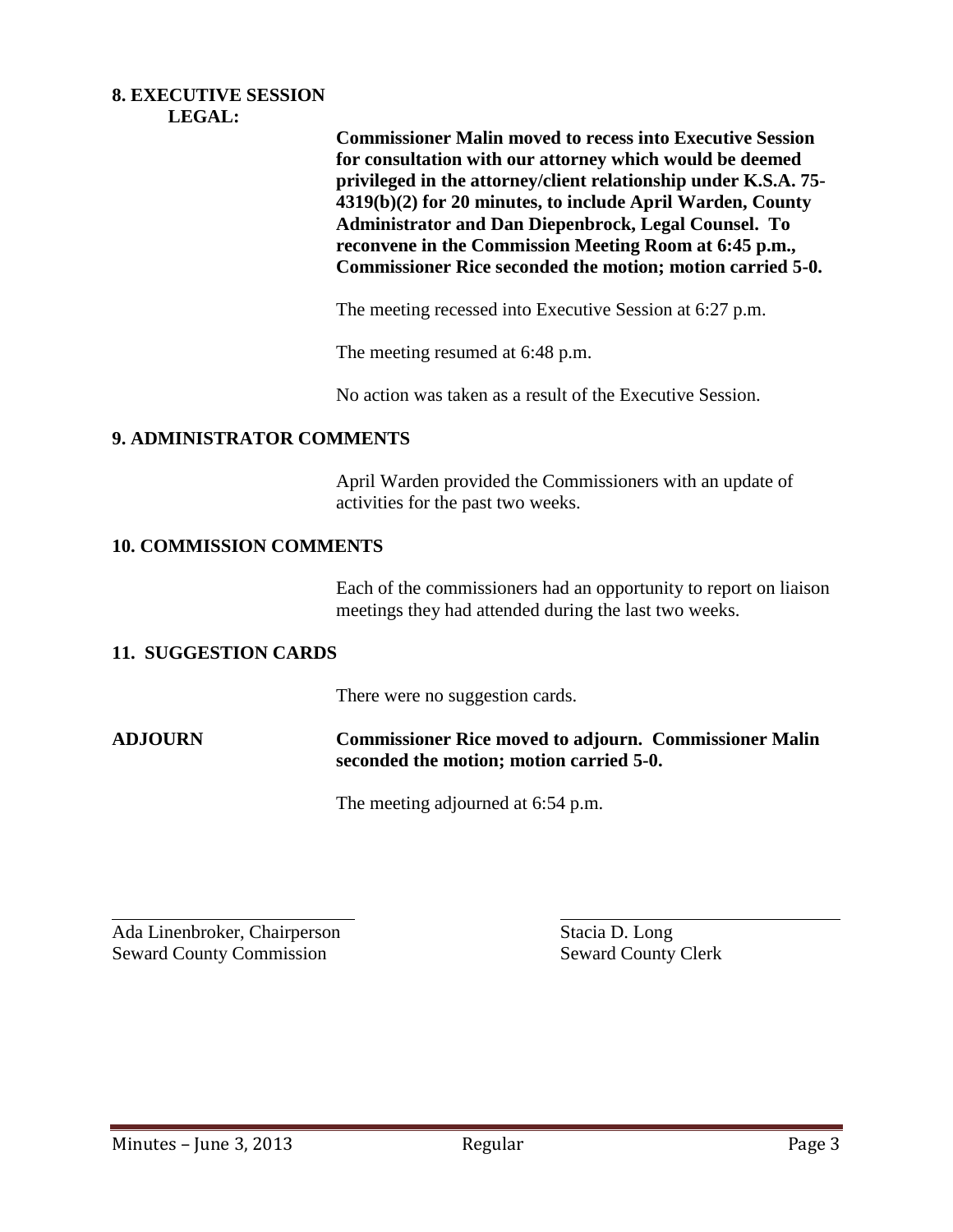## 8. EXECUTIVE SESSION

### LEGAL:

**Commissioner Malin moved to recess into Executive Session for consultation with our attorney which would be deemed privileged in the attorney/client relationship under K.S.A. 75-4319(b)(2) for 20 minutes, to include April Warden, County Administrator and Dan Diepenbrock, Legal Counsel. To reconvene in the Commission Meeting Room at 6:45 p.m., Commissioner Rice seconded the motion; motion carried 5-0.**

The meeting recessed into Executive Session at 6:27 p.m.

The meeting resumed at 6:48 p.m.

No action was taken as a result of the Executive Session.

## 9. ADMINISTRATOR COMMENTS

April Warden provided the Commissioners with an update of activities for the past two weeks.

## 10. COMMISSION COMMENTS

Each of the commissioners had an opportunity to report on liaison meetings they had attended during the last two weeks.

## 11. SUGGESTION CARDS

There were no suggestion cards.

## ADJOURN

**Commissioner Rice moved to adjourn. Commissioner Malin seconded the motion; motion carried 5-0.**

The meeting adjourned at 6:54 p.m.

Ada Linenbroker, Chairperson
Seward County Commission

Stacia D. Long
Seward County Clerk